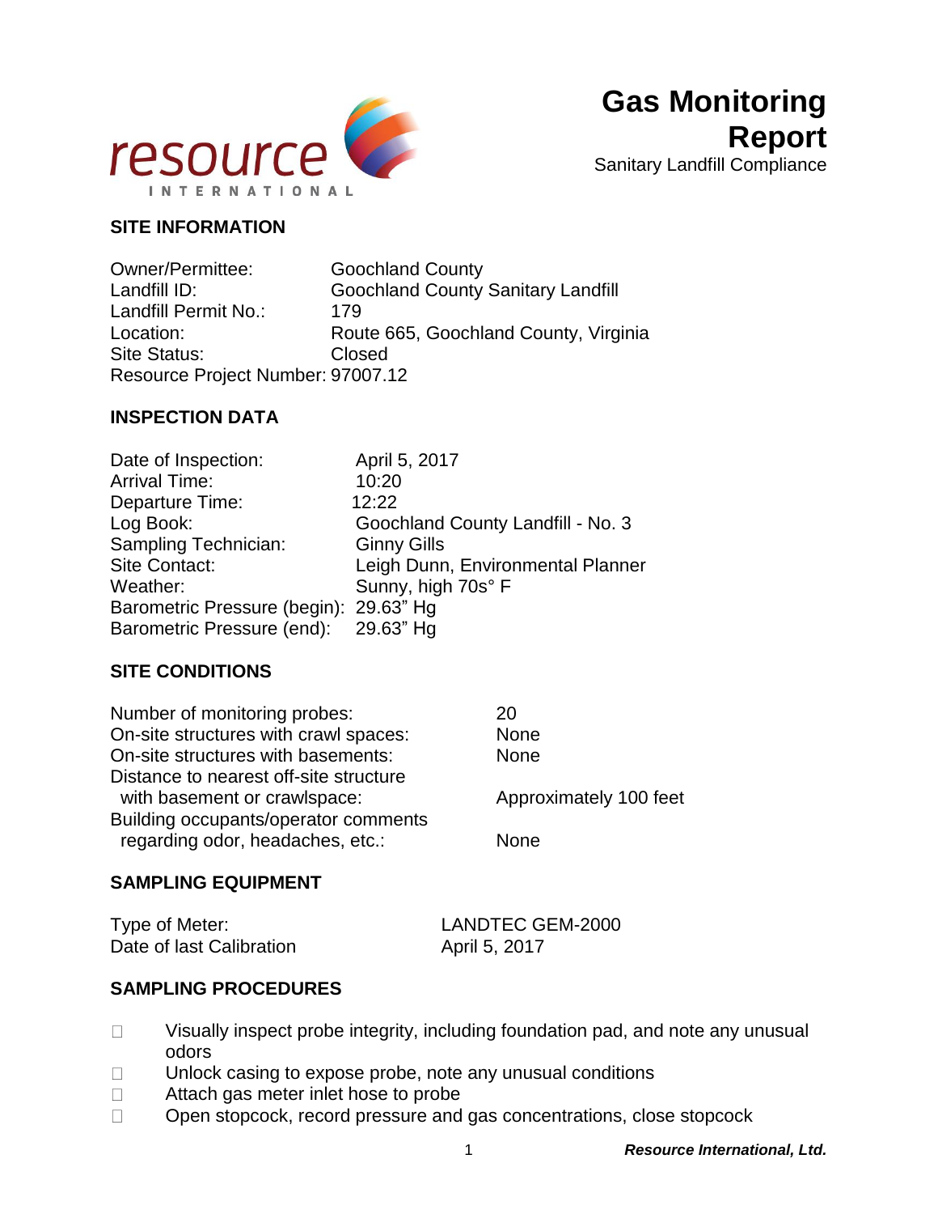resource INTERNATIONAL

# Gas Monitoring Report

Sanitary Landfill Compliance

## SITE INFORMATION

| | |
|---|---|
| Owner/Permittee: | Goochland County |
| Landfill ID: | Goochland County Sanitary Landfill |
| Landfill Permit No.: | 179 |
| Location: | Route 665, Goochland County, Virginia |
| Site Status: | Closed |
| Resource Project Number: | 97007.12 |

## INSPECTION DATA

| | |
|---|---|
| Date of Inspection: | April 5, 2017 |
| Arrival Time: | 10:20 |
| Departure Time: | 12:22 |
| Log Book: | Goochland County Landfill - No. 3 |
| Sampling Technician: | Ginny Gills |
| Site Contact: | Leigh Dunn, Environmental Planner |
| Weather: | Sunny, high 70s° F |
| Barometric Pressure (begin): | 29.63" Hg |
| Barometric Pressure (end): | 29.63" Hg |

## SITE CONDITIONS

| | |
|---|---|
| Number of monitoring probes: | 20 |
| On-site structures with crawl spaces: | None |
| On-site structures with basements: | None |
| Distance to nearest off-site structure with basement or crawlspace: | Approximately 100 feet |
| Building occupants/operator comments regarding odor, headaches, etc.: | None |

## SAMPLING EQUIPMENT

| | |
|---|---|
| Type of Meter: | LANDTEC GEM-2000 |
| Date of last Calibration | April 5, 2017 |

## SAMPLING PROCEDURES

- Visually inspect probe integrity, including foundation pad, and note any unusual odors
- Unlock casing to expose probe, note any unusual conditions
- Attach gas meter inlet hose to probe
- Open stopcock, record pressure and gas concentrations, close stopcock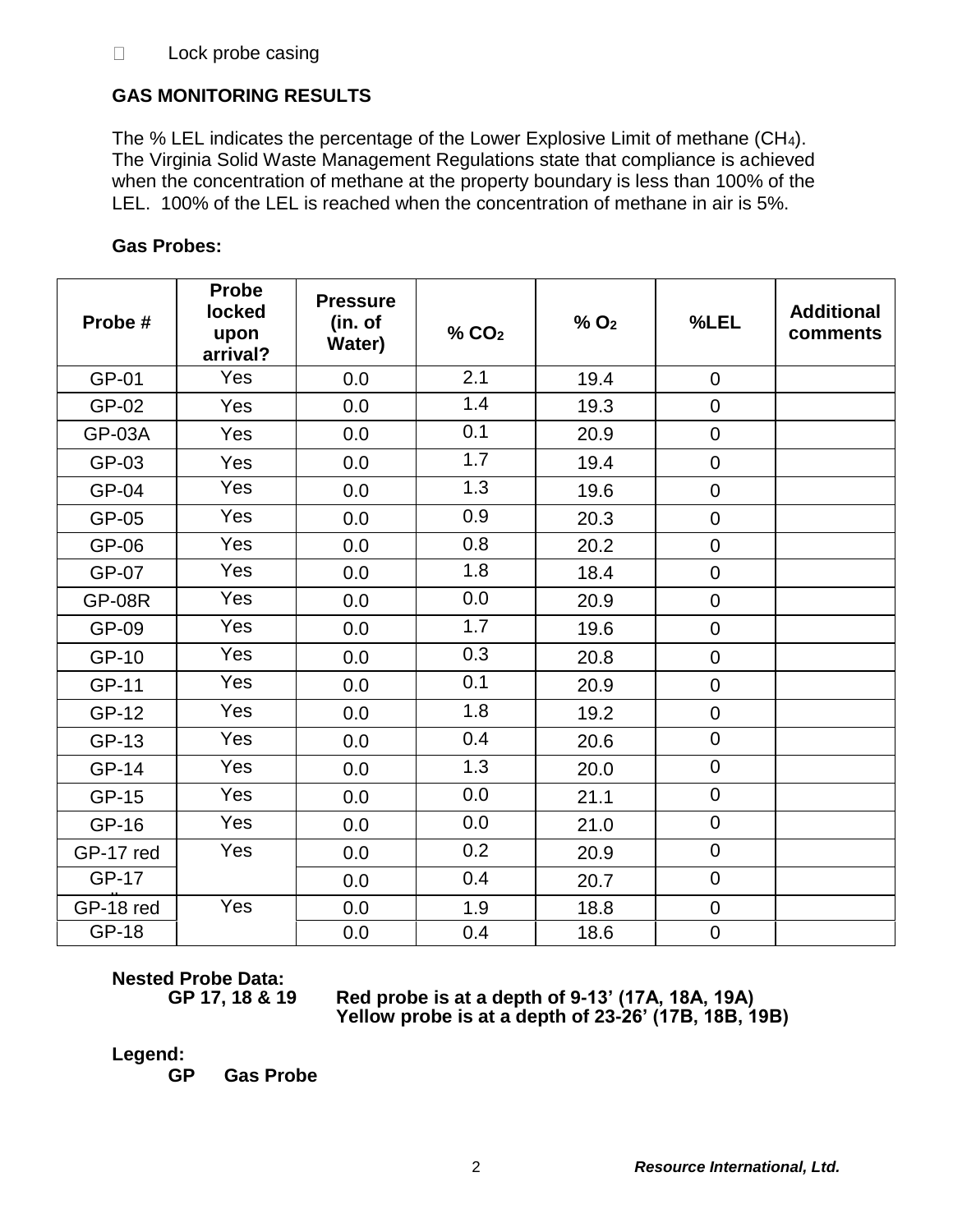- Lock probe casing

**GAS MONITORING RESULTS**

The % LEL indicates the percentage of the Lower Explosive Limit of methane ($CH_4$). The Virginia Solid Waste Management Regulations state that compliance is achieved when the concentration of methane at the property boundary is less than 100% of the LEL. 100% of the LEL is reached when the concentration of methane in air is 5%.

**Gas Probes:**

| Probe # | Probe locked upon arrival? | Pressure (in. of Water) | % $CO_2$ | % $O_2$ | %LEL | Additional comments |
|---|---|---|---|---|---|---|
| GP-01 | Yes | 0.0 | 2.1 | 19.4 | 0 | |
| GP-02 | Yes | 0.0 | 1.4 | 19.3 | 0 | |
| GP-03A | Yes | 0.0 | 0.1 | 20.9 | 0 | |
| GP-03 | Yes | 0.0 | 1.7 | 19.4 | 0 | |
| GP-04 | Yes | 0.0 | 1.3 | 19.6 | 0 | |
| GP-05 | Yes | 0.0 | 0.9 | 20.3 | 0 | |
| GP-06 | Yes | 0.0 | 0.8 | 20.2 | 0 | |
| GP-07 | Yes | 0.0 | 1.8 | 18.4 | 0 | |
| GP-08R | Yes | 0.0 | 0.0 | 20.9 | 0 | |
| GP-09 | Yes | 0.0 | 1.7 | 19.6 | 0 | |
| GP-10 | Yes | 0.0 | 0.3 | 20.8 | 0 | |
| GP-11 | Yes | 0.0 | 0.1 | 20.9 | 0 | |
| GP-12 | Yes | 0.0 | 1.8 | 19.2 | 0 | |
| GP-13 | Yes | 0.0 | 0.4 | 20.6 | 0 | |
| GP-14 | Yes | 0.0 | 1.3 | 20.0 | 0 | |
| GP-15 | Yes | 0.0 | 0.0 | 21.1 | 0 | |
| GP-16 | Yes | 0.0 | 0.0 | 21.0 | 0 | |
| GP-17 red | Yes | 0.0 | 0.2 | 20.9 | 0 | |
| GP-17 | | 0.0 | 0.4 | 20.7 | 0 | |
| GP-18 red | Yes | 0.0 | 1.9 | 18.8 | 0 | |
| GP-18 | | 0.0 | 0.4 | 18.6 | 0 | |

**Nested Probe Data:**

**GP 17, 18 & 19** **Red probe is at a depth of 9-13' (17A, 18A, 19A)**
**Yellow probe is at a depth of 23-26' (17B, 18B, 19B)**

**Legend:**

**GP Gas Probe**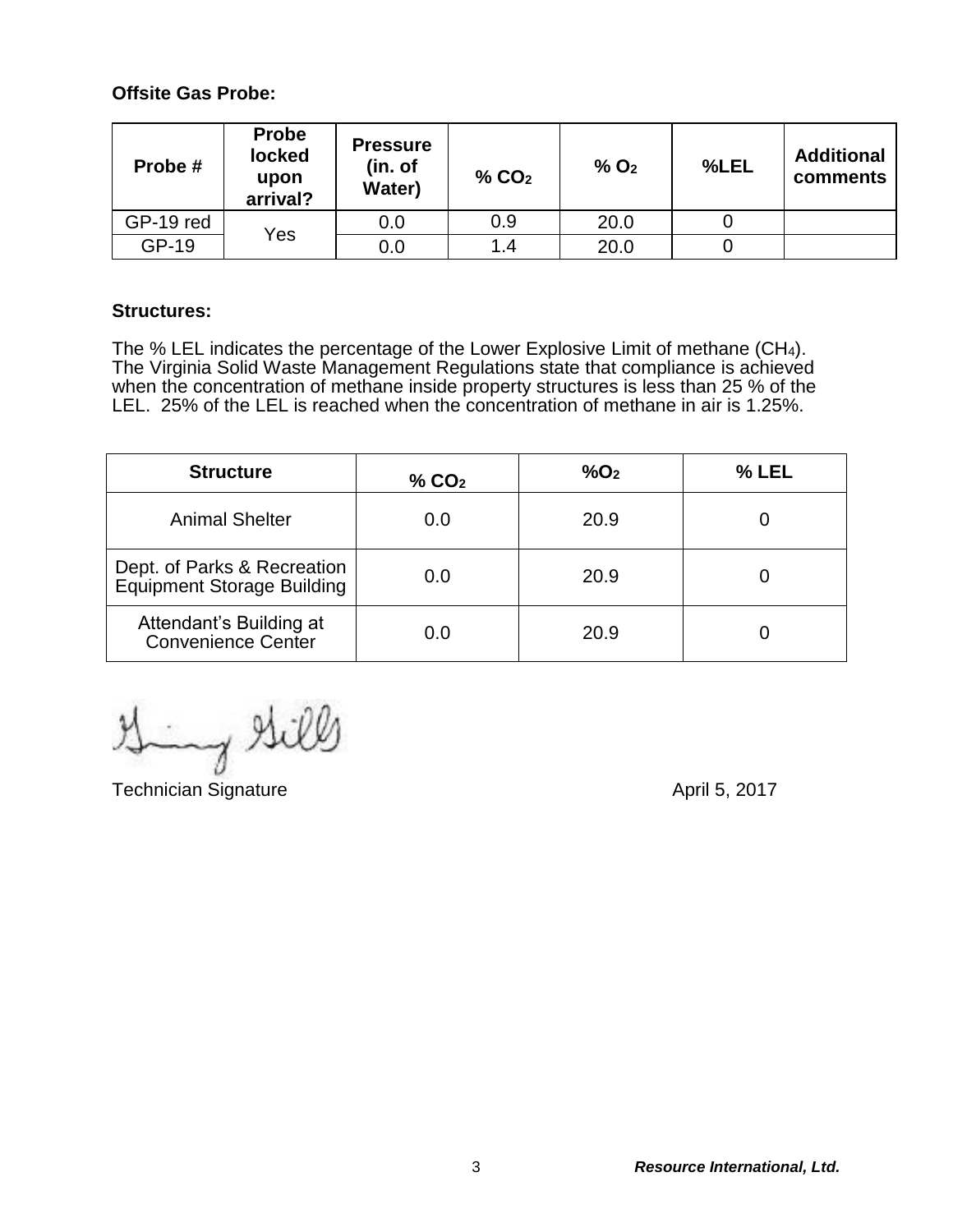**Offsite Gas Probe:**

| Probe # | Probe locked upon arrival? | Pressure (in. of Water) | % $CO_2$ | % $O_2$ | %LEL | Additional comments |
|---|---|---|---|---|---|---|
| GP-19 red | Yes | 0.0 | 0.9 | 20.0 | 0 | |
| GP-19 | | 0.0 | 1.4 | 20.0 | 0 | |

**Structures:**

The % LEL indicates the percentage of the Lower Explosive Limit of methane ($CH_4$). The Virginia Solid Waste Management Regulations state that compliance is achieved when the concentration of methane inside property structures is less than 25 % of the LEL. 25% of the LEL is reached when the concentration of methane in air is 1.25%.

| Structure | % $CO_2$ | %$O_2$ | % LEL |
|---|---|---|---|
| Animal Shelter | 0.0 | 20.9 | 0 |
| Dept. of Parks & Recreation Equipment Storage Building | 0.0 | 20.9 | 0 |
| Attendant's Building at Convenience Center | 0.0 | 20.9 | 0 |

Technician Signature

April 5, 2017